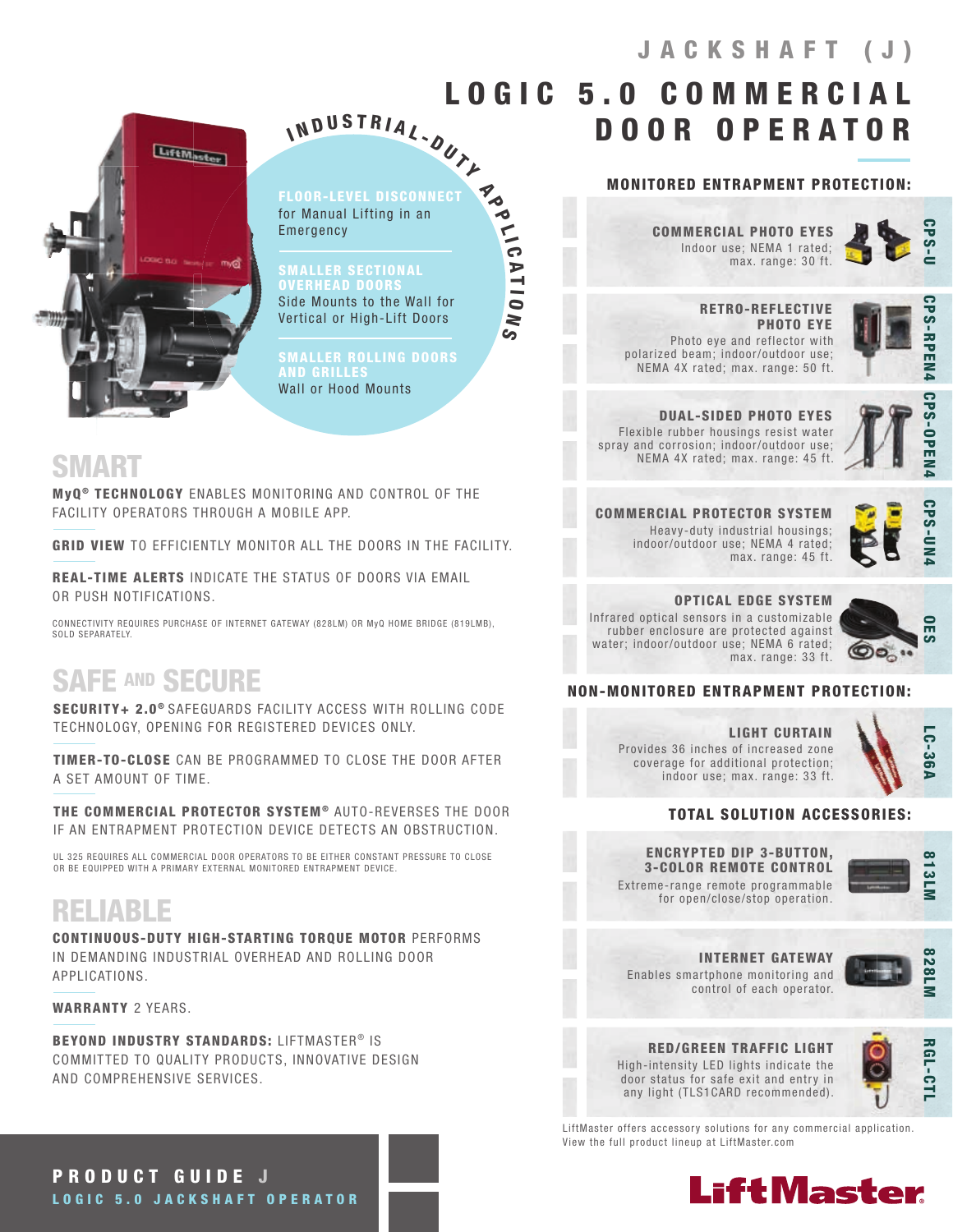# JACKSHAFT (J)

# LOGIC 5.0 COMMERCIAL DOOR OPERATOR

## INDUSTRIAL-DUTY APPLICATIONS

**FLOOR-LEVEL DISCONNECT**
for Manual Lifting in an Emergency

**SMALLER SECTIONAL OVERHEAD DOORS**
Side Mounts to the Wall for Vertical or High-Lift Doors

**SMALLER ROLLING DOORS AND GRILLES**
Wall or Hood Mounts

## SMART

**MyQ® TECHNOLOGY** ENABLES MONITORING AND CONTROL OF THE FACILITY OPERATORS THROUGH A MOBILE APP.

**GRID VIEW** TO EFFICIENTLY MONITOR ALL THE DOORS IN THE FACILITY.

**REAL-TIME ALERTS** INDICATE THE STATUS OF DOORS VIA EMAIL OR PUSH NOTIFICATIONS.

CONNECTIVITY REQUIRES PURCHASE OF INTERNET GATEWAY (828LM) OR MyQ HOME BRIDGE (819LMB), SOLD SEPARATELY.

## SAFE AND SECURE

**SECURITY+ 2.0®** SAFEGUARDS FACILITY ACCESS WITH ROLLING CODE TECHNOLOGY, OPENING FOR REGISTERED DEVICES ONLY.

**TIMER-TO-CLOSE** CAN BE PROGRAMMED TO CLOSE THE DOOR AFTER A SET AMOUNT OF TIME.

**THE COMMERCIAL PROTECTOR SYSTEM®** AUTO-REVERSES THE DOOR IF AN ENTRAPMENT PROTECTION DEVICE DETECTS AN OBSTRUCTION.

UL 325 REQUIRES ALL COMMERCIAL DOOR OPERATORS TO BE EITHER CONSTANT PRESSURE TO CLOSE OR BE EQUIPPED WITH A PRIMARY EXTERNAL MONITORED ENTRAPMENT DEVICE.

## RELIABLE

**CONTINUOUS-DUTY HIGH-STARTING TORQUE MOTOR** PERFORMS IN DEMANDING INDUSTRIAL OVERHEAD AND ROLLING DOOR APPLICATIONS.

**WARRANTY** 2 YEARS.

**BEYOND INDUSTRY STANDARDS:** LIFTMASTER® IS COMMITTED TO QUALITY PRODUCTS, INNOVATIVE DESIGN AND COMPREHENSIVE SERVICES.

## MONITORED ENTRAPMENT PROTECTION:

**COMMERCIAL PHOTO EYES** — CPS-U
Indoor use; NEMA 1 rated; max. range: 30 ft.

**RETRO-REFLECTIVE PHOTO EYE** — CPS-RPEN4
Photo eye and reflector with polarized beam; indoor/outdoor use; NEMA 4X rated; max. range: 50 ft.

**DUAL-SIDED PHOTO EYES** — CPS-OPEN4
Flexible rubber housings resist water spray and corrosion; indoor/outdoor use; NEMA 4X rated; max. range: 45 ft.

**COMMERCIAL PROTECTOR SYSTEM** — CPS-UN4
Heavy-duty industrial housings; indoor/outdoor use; NEMA 4 rated; max. range: 45 ft.

**OPTICAL EDGE SYSTEM** — OES
Infrared optical sensors in a customizable rubber enclosure are protected against water; indoor/outdoor use; NEMA 6 rated; max. range: 33 ft.

## NON-MONITORED ENTRAPMENT PROTECTION:

**LIGHT CURTAIN** — LC-36A
Provides 36 inches of increased zone coverage for additional protection; indoor use; max. range: 33 ft.

## TOTAL SOLUTION ACCESSORIES:

**ENCRYPTED DIP 3-BUTTON, 3-COLOR REMOTE CONTROL** — 813LM
Extreme-range remote programmable for open/close/stop operation.

**INTERNET GATEWAY** — 828LM
Enables smartphone monitoring and control of each operator.

**RED/GREEN TRAFFIC LIGHT** — RGL-CTL
High-intensity LED lights indicate the door status for safe exit and entry in any light (TLS1CARD recommended).

LiftMaster offers accessory solutions for any commercial application. View the full product lineup at LiftMaster.com

**PRODUCT GUIDE J**
**LOGIC 5.0 JACKSHAFT OPERATOR**

LiftMaster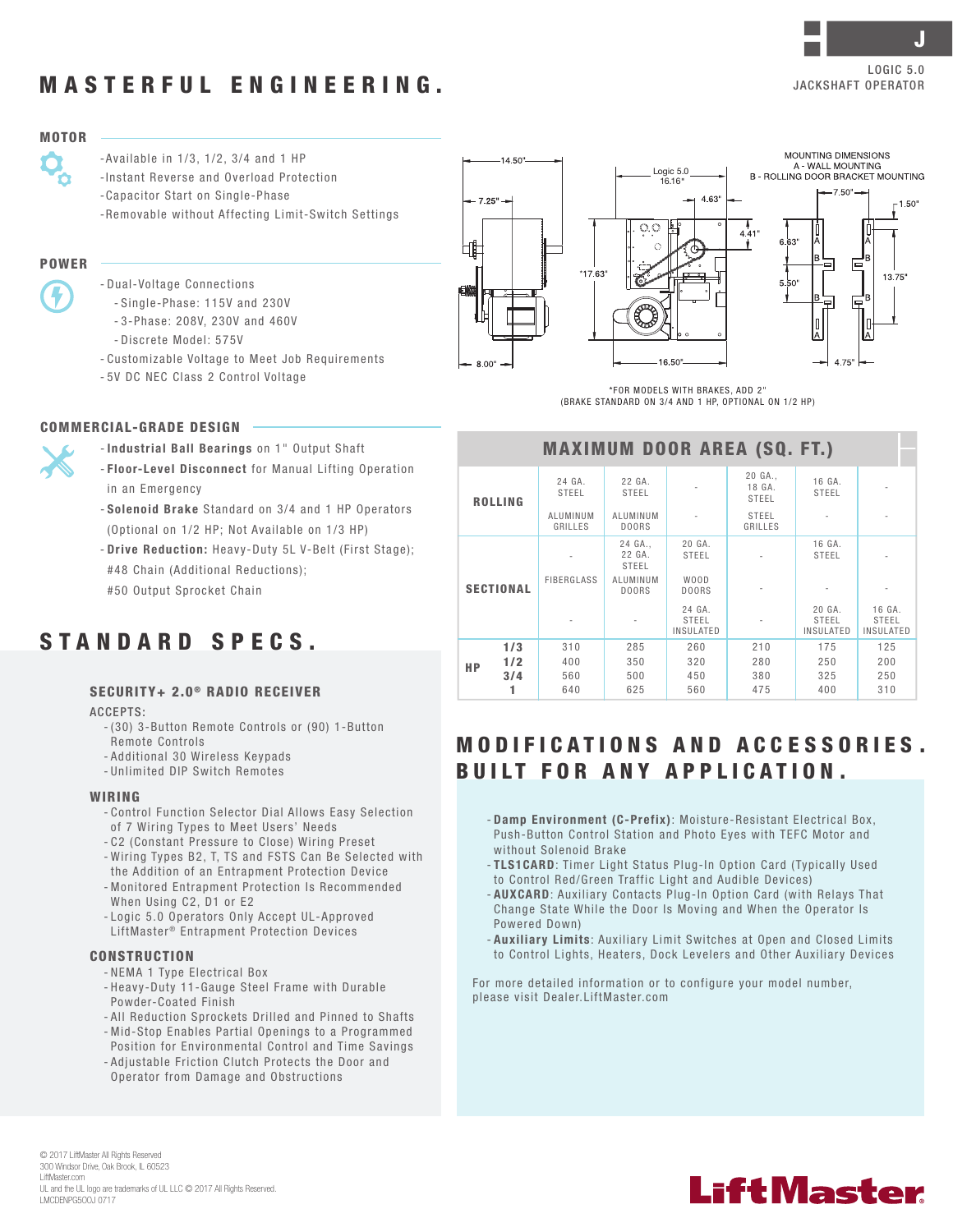# MASTERFUL ENGINEERING.

LOGIC 5.0
JACKSHAFT OPERATOR

## MOTOR

- Available in 1/3, 1/2, 3/4 and 1 HP
- Instant Reverse and Overload Protection
- Capacitor Start on Single-Phase
- Removable without Affecting Limit-Switch Settings

## POWER

- Dual-Voltage Connections
  - Single-Phase: 115V and 230V
  - 3-Phase: 208V, 230V and 460V
  - Discrete Model: 575V
- Customizable Voltage to Meet Job Requirements
- 5V DC NEC Class 2 Control Voltage

## COMMERCIAL-GRADE DESIGN

- **Industrial Ball Bearings** on 1" Output Shaft
- **Floor-Level Disconnect** for Manual Lifting Operation in an Emergency
- **Solenoid Brake** Standard on 3/4 and 1 HP Operators (Optional on 1/2 HP; Not Available on 1/3 HP)
- **Drive Reduction:** Heavy-Duty 5L V-Belt (First Stage); #48 Chain (Additional Reductions); #50 Output Sprocket Chain

14.50"
7.25"
8.00"
Logic 5.0
16.16"
4.63"
4.41"
*17.63"
16.50"
MOUNTING DIMENSIONS
A - WALL MOUNTING
B - ROLLING DOOR BRACKET MOUNTING
7.50"
1.50"
6.63"
5.50"
13.75"
4.75"

*FOR MODELS WITH BRAKES, ADD 2"
(BRAKE STANDARD ON 3/4 AND 1 HP, OPTIONAL ON 1/2 HP)

## MAXIMUM DOOR AREA (SQ. FT.)

| | | | | | | | |
|---|---|---|---|---|---|---|---|
| **ROLLING** | | 24 GA. STEEL | 22 GA. STEEL | - | 20 GA., 18 GA. STEEL | 16 GA. STEEL | - |
| | | ALUMINUM GRILLES | ALUMINUM DOORS | - | STEEL GRILLES | - | - |
| **SECTIONAL** | | - | 24 GA., 22 GA. STEEL | 20 GA. STEEL | - | 16 GA. STEEL | - |
| | | FIBERGLASS | ALUMINUM DOORS | WOOD DOORS | - | - | - |
| | | - | - | 24 GA. STEEL INSULATED | - | 20 GA. STEEL INSULATED | 16 GA. STEEL INSULATED |
| **HP** | **1/3** | 310 | 285 | 260 | 210 | 175 | 125 |
| | **1/2** | 400 | 350 | 320 | 280 | 250 | 200 |
| | **3/4** | 560 | 500 | 450 | 380 | 325 | 250 |
| | **1** | 640 | 625 | 560 | 475 | 400 | 310 |

# STANDARD SPECS.

### SECURITY+ 2.0® RADIO RECEIVER

ACCEPTS:

- (30) 3-Button Remote Controls or (90) 1-Button Remote Controls
- Additional 30 Wireless Keypads
- Unlimited DIP Switch Remotes

### WIRING

- Control Function Selector Dial Allows Easy Selection of 7 Wiring Types to Meet Users' Needs
- C2 (Constant Pressure to Close) Wiring Preset
- Wiring Types B2, T, TS and FSTS Can Be Selected with the Addition of an Entrapment Protection Device
- Monitored Entrapment Protection Is Recommended When Using C2, D1 or E2
- Logic 5.0 Operators Only Accept UL-Approved LiftMaster® Entrapment Protection Devices

### CONSTRUCTION

- NEMA 1 Type Electrical Box
- Heavy-Duty 11-Gauge Steel Frame with Durable Powder-Coated Finish
- All Reduction Sprockets Drilled and Pinned to Shafts
- Mid-Stop Enables Partial Openings to a Programmed Position for Environmental Control and Time Savings
- Adjustable Friction Clutch Protects the Door and Operator from Damage and Obstructions

# MODIFICATIONS AND ACCESSORIES. BUILT FOR ANY APPLICATION.

- **Damp Environment (C-Prefix)**: Moisture-Resistant Electrical Box, Push-Button Control Station and Photo Eyes with TEFC Motor and without Solenoid Brake
- **TLS1CARD**: Timer Light Status Plug-In Option Card (Typically Used to Control Red/Green Traffic Light and Audible Devices)
- **AUXCARD**: Auxiliary Contacts Plug-In Option Card (with Relays That Change State While the Door Is Moving and When the Operator Is Powered Down)
- **Auxiliary Limits**: Auxiliary Limit Switches at Open and Closed Limits to Control Lights, Heaters, Dock Levelers and Other Auxiliary Devices

For more detailed information or to configure your model number, please visit Dealer.LiftMaster.com

© 2017 LiftMaster All Rights Reserved
300 Windsor Drive, Oak Brook, IL 60523
LiftMaster.com
UL and the UL logo are trademarks of UL LLC © 2017 All Rights Reserved.
LMCDENPG5OOJ 0717

LiftMaster